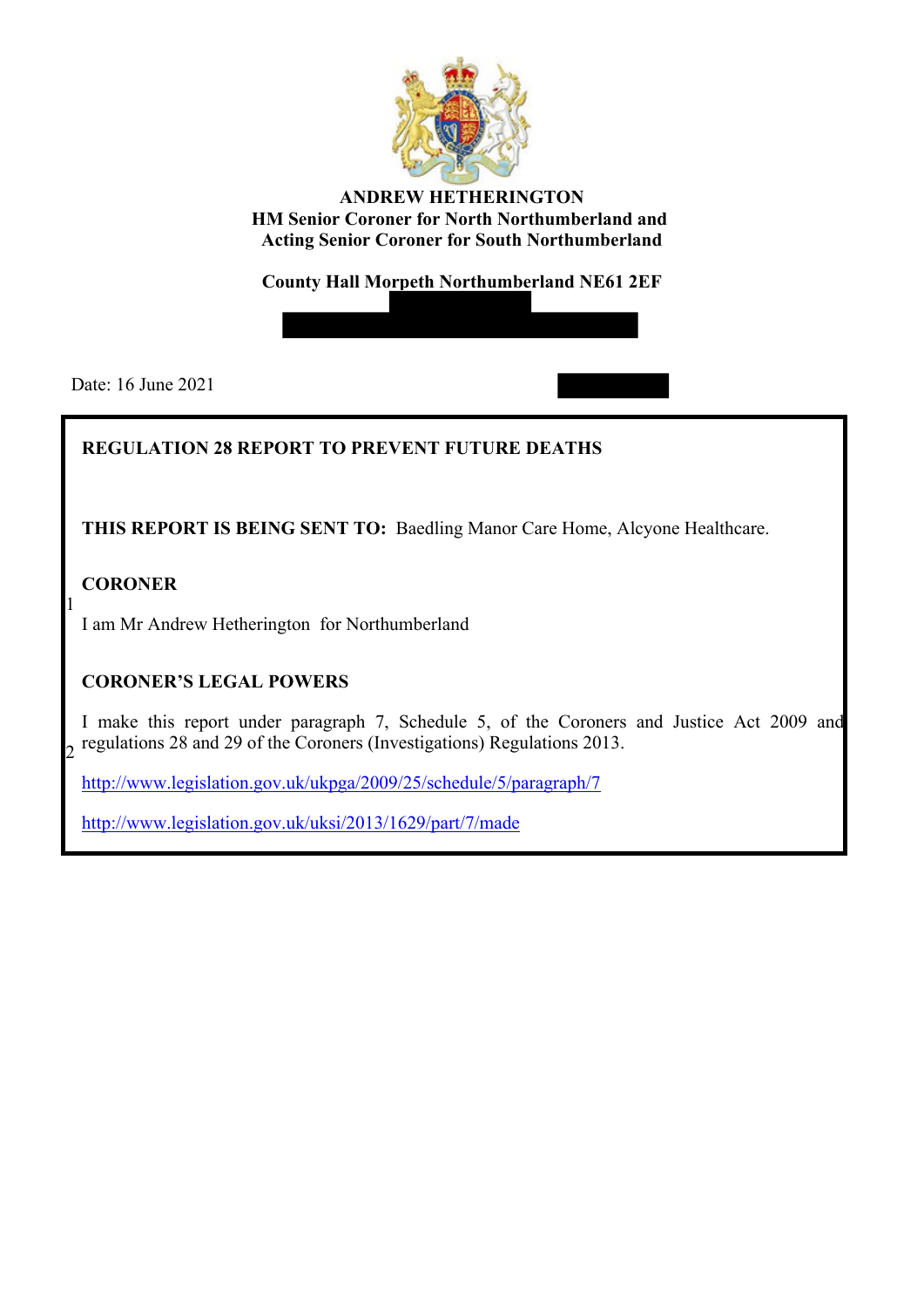**ANDREW HETHERINGTON**
**HM Senior Coroner for North Northumberland and**
**Acting Senior Coroner for South Northumberland**

**County Hall Morpeth Northumberland NE61 2EF**

Date: 16 June 2021

## REGULATION 28 REPORT TO PREVENT FUTURE DEATHS

**THIS REPORT IS BEING SENT TO:** Baedling Manor Care Home, Alcyone Healthcare.

| | |
|---|---|
| 1 | **CORONER**<br><br>I am Mr Andrew Hetherington for Northumberland |
| 2 | **CORONER'S LEGAL POWERS**<br><br>I make this report under paragraph 7, Schedule 5, of the Coroners and Justice Act 2009 and regulations 28 and 29 of the Coroners (Investigations) Regulations 2013.<br><br>http://www.legislation.gov.uk/ukpga/2009/25/schedule/5/paragraph/7<br><br>http://www.legislation.gov.uk/uksi/2013/1629/part/7/made |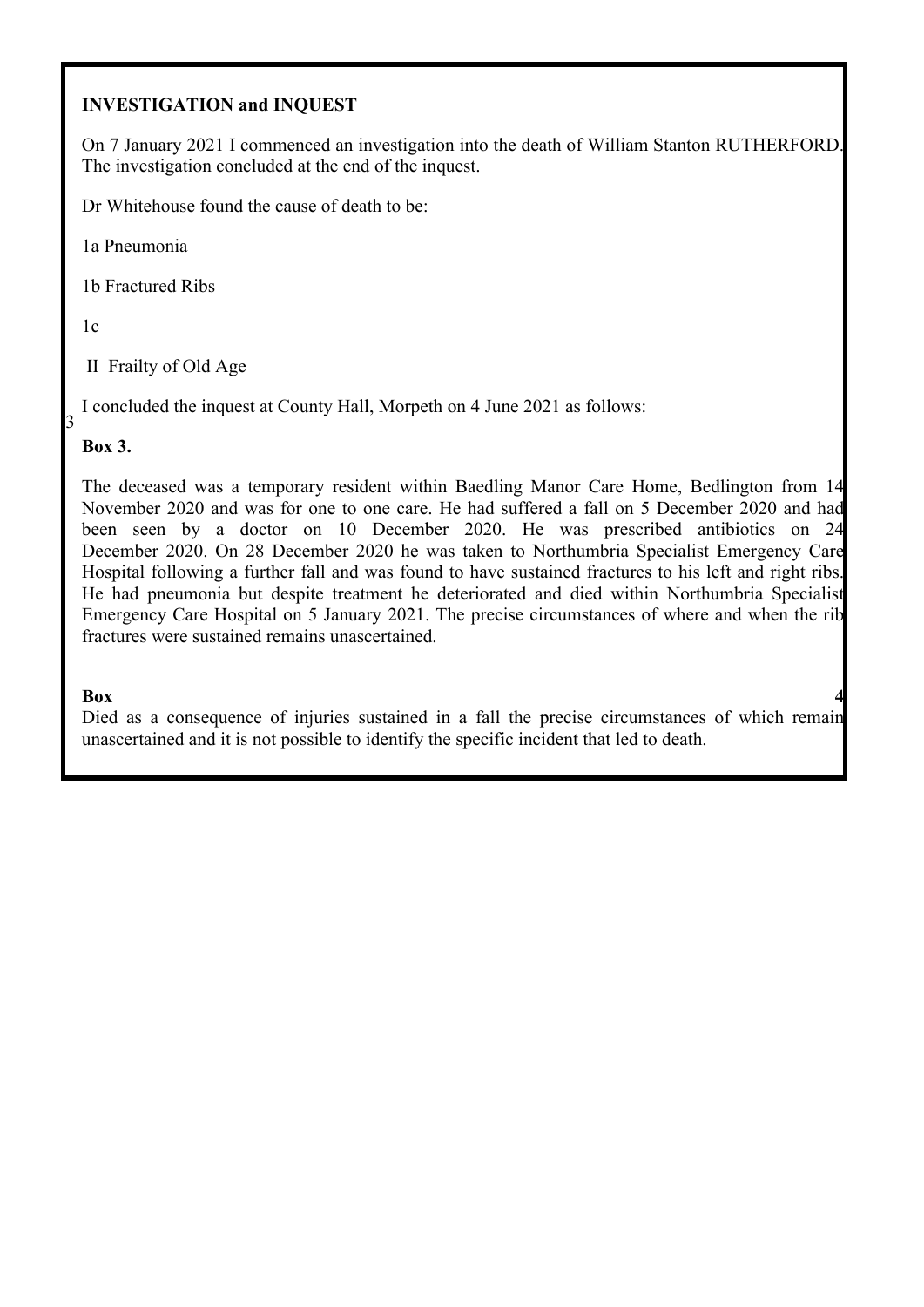**INVESTIGATION and INQUEST**

On 7 January 2021 I commenced an investigation into the death of William Stanton RUTHERFORD. The investigation concluded at the end of the inquest.

Dr Whitehouse found the cause of death to be:

1a Pneumonia

1b Fractured Ribs

1c

II Frailty of Old Age

I concluded the inquest at County Hall, Morpeth on 4 June 2021 as follows:

**Box 3.**

The deceased was a temporary resident within Baedling Manor Care Home, Bedlington from 14 November 2020 and was for one to one care. He had suffered a fall on 5 December 2020 and had been seen by a doctor on 10 December 2020. He was prescribed antibiotics on 24 December 2020. On 28 December 2020 he was taken to Northumbria Specialist Emergency Care Hospital following a further fall and was found to have sustained fractures to his left and right ribs. He had pneumonia but despite treatment he deteriorated and died within Northumbria Specialist Emergency Care Hospital on 5 January 2021. The precise circumstances of where and when the rib fractures were sustained remains unascertained.

**Box 4**

Died as a consequence of injuries sustained in a fall the precise circumstances of which remain unascertained and it is not possible to identify the specific incident that led to death.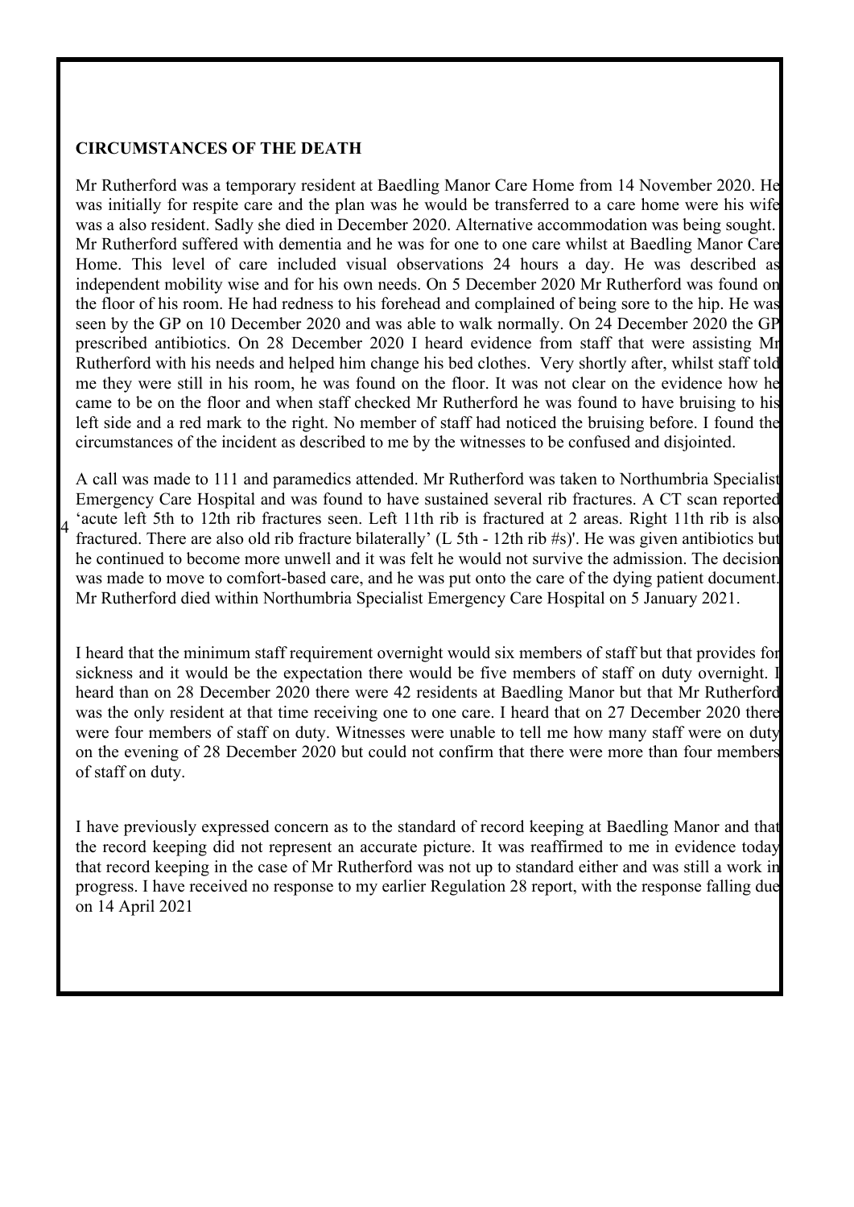**CIRCUMSTANCES OF THE DEATH**

Mr Rutherford was a temporary resident at Baedling Manor Care Home from 14 November 2020. He was initially for respite care and the plan was he would be transferred to a care home were his wife was a also resident. Sadly she died in December 2020. Alternative accommodation was being sought. Mr Rutherford suffered with dementia and he was for one to one care whilst at Baedling Manor Care Home. This level of care included visual observations 24 hours a day. He was described as independent mobility wise and for his own needs. On 5 December 2020 Mr Rutherford was found on the floor of his room. He had redness to his forehead and complained of being sore to the hip. He was seen by the GP on 10 December 2020 and was able to walk normally. On 24 December 2020 the GP prescribed antibiotics. On 28 December 2020 I heard evidence from staff that were assisting Mr Rutherford with his needs and helped him change his bed clothes. Very shortly after, whilst staff told me they were still in his room, he was found on the floor. It was not clear on the evidence how he came to be on the floor and when staff checked Mr Rutherford he was found to have bruising to his left side and a red mark to the right. No member of staff had noticed the bruising before. I found the circumstances of the incident as described to me by the witnesses to be confused and disjointed.

A call was made to 111 and paramedics attended. Mr Rutherford was taken to Northumbria Specialist Emergency Care Hospital and was found to have sustained several rib fractures. A CT scan reported 'acute left 5th to 12th rib fractures seen. Left 11th rib is fractured at 2 areas. Right 11th rib is also fractured. There are also old rib fracture bilaterally' (L 5th - 12th rib #s)'. He was given antibiotics but he continued to become more unwell and it was felt he would not survive the admission. The decision was made to move to comfort-based care, and he was put onto the care of the dying patient document. Mr Rutherford died within Northumbria Specialist Emergency Care Hospital on 5 January 2021.

I heard that the minimum staff requirement overnight would six members of staff but that provides for sickness and it would be the expectation there would be five members of staff on duty overnight. I heard than on 28 December 2020 there were 42 residents at Baedling Manor but that Mr Rutherford was the only resident at that time receiving one to one care. I heard that on 27 December 2020 there were four members of staff on duty. Witnesses were unable to tell me how many staff were on duty on the evening of 28 December 2020 but could not confirm that there were more than four members of staff on duty.

I have previously expressed concern as to the standard of record keeping at Baedling Manor and that the record keeping did not represent an accurate picture. It was reaffirmed to me in evidence today that record keeping in the case of Mr Rutherford was not up to standard either and was still a work in progress. I have received no response to my earlier Regulation 28 report, with the response falling due on 14 April 2021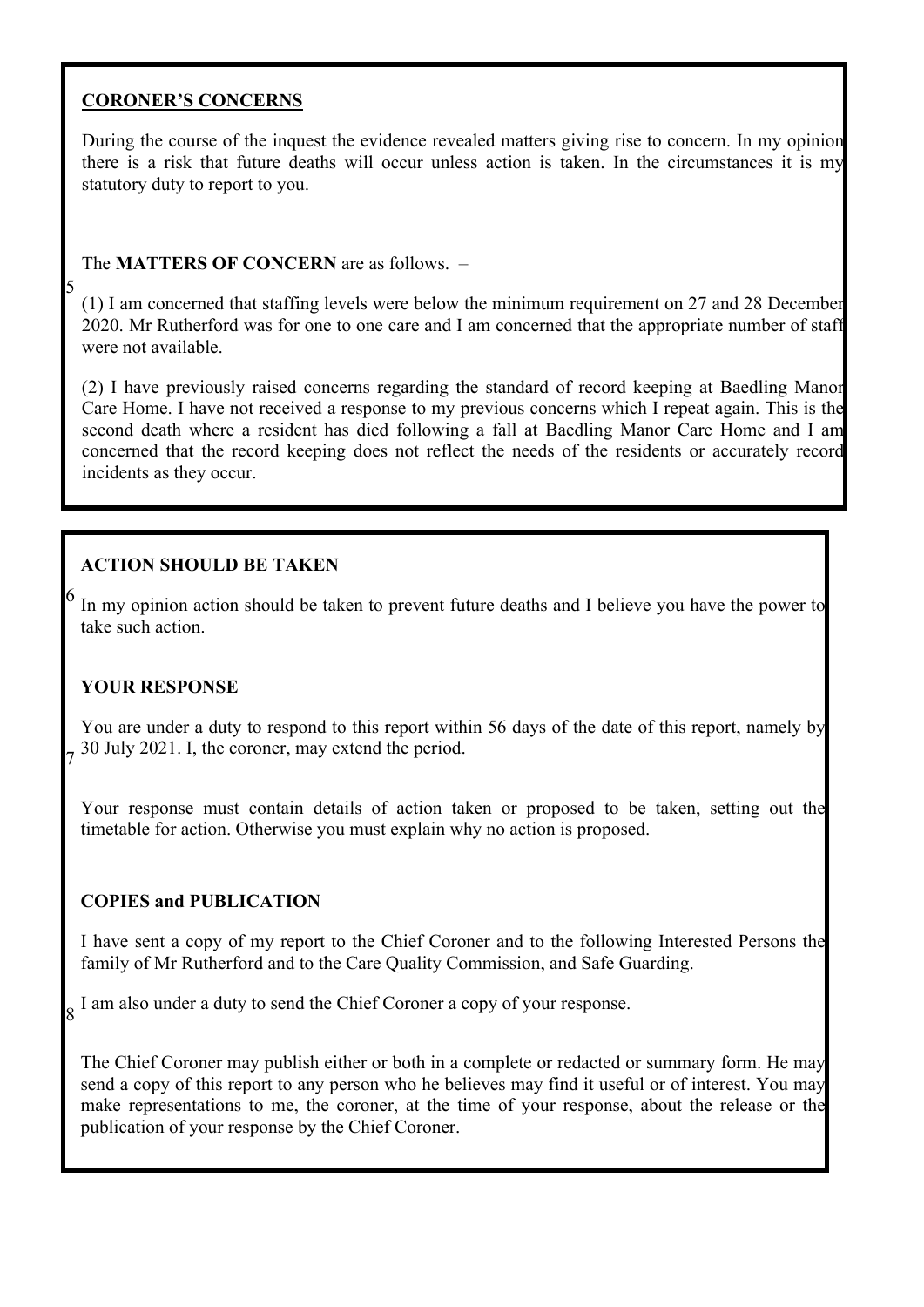**CORONER'S CONCERNS**

During the course of the inquest the evidence revealed matters giving rise to concern. In my opinion there is a risk that future deaths will occur unless action is taken. In the circumstances it is my statutory duty to report to you.

The **MATTERS OF CONCERN** are as follows. –

5

(1) I am concerned that staffing levels were below the minimum requirement on 27 and 28 December 2020. Mr Rutherford was for one to one care and I am concerned that the appropriate number of staff were not available.

(2) I have previously raised concerns regarding the standard of record keeping at Baedling Manor Care Home. I have not received a response to my previous concerns which I repeat again. This is the second death where a resident has died following a fall at Baedling Manor Care Home and I am concerned that the record keeping does not reflect the needs of the residents or accurately record incidents as they occur.

**ACTION SHOULD BE TAKEN**

6

In my opinion action should be taken to prevent future deaths and I believe you have the power to take such action.

**YOUR RESPONSE**

7

You are under a duty to respond to this report within 56 days of the date of this report, namely by 30 July 2021. I, the coroner, may extend the period.

Your response must contain details of action taken or proposed to be taken, setting out the timetable for action. Otherwise you must explain why no action is proposed.

**COPIES and PUBLICATION**

8

I have sent a copy of my report to the Chief Coroner and to the following Interested Persons the family of Mr Rutherford and to the Care Quality Commission, and Safe Guarding.

I am also under a duty to send the Chief Coroner a copy of your response.

The Chief Coroner may publish either or both in a complete or redacted or summary form. He may send a copy of this report to any person who he believes may find it useful or of interest. You may make representations to me, the coroner, at the time of your response, about the release or the publication of your response by the Chief Coroner.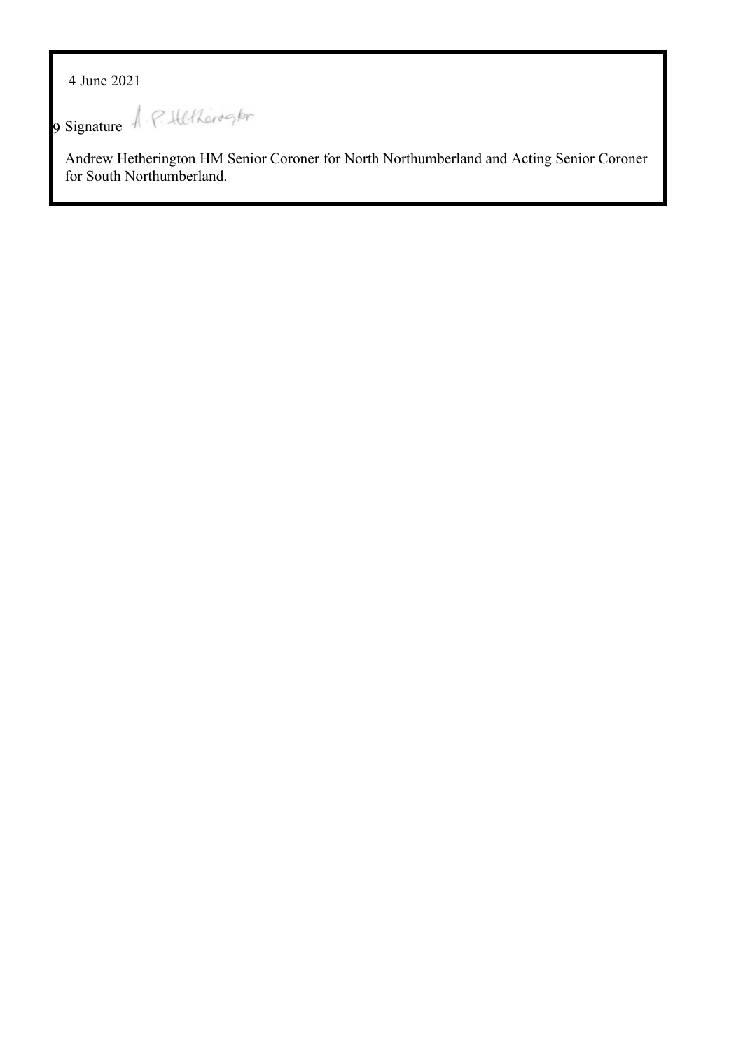4 June 2021

9 Signature A. P. Hetherington

Andrew Hetherington HM Senior Coroner for North Northumberland and Acting Senior Coroner for South Northumberland.